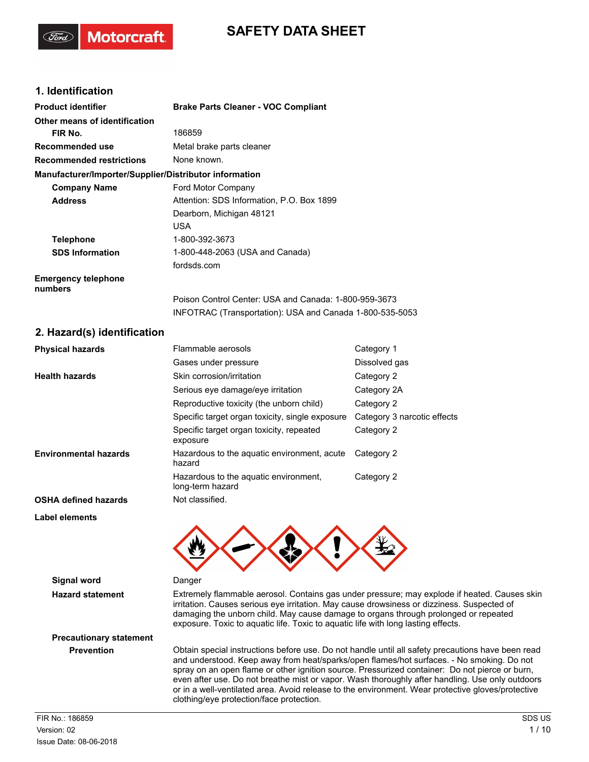# SAFETY DATA SHEET

## 1. Identification

| | |
|---|---|
| **Product identifier** | **Brake Parts Cleaner - VOC Compliant** |
| **Other means of identification** | |
| **FIR No.** | 186859 |
| **Recommended use** | Metal brake parts cleaner |
| **Recommended restrictions** | None known. |

**Manufacturer/Importer/Supplier/Distributor information**

| | |
|---|---|
| **Company Name** | Ford Motor Company |
| **Address** | Attention: SDS Information, P.O. Box 1899<br>Dearborn, Michigan 48121<br>USA |
| **Telephone** | 1-800-392-3673 |
| **SDS Information** | 1-800-448-2063 (USA and Canada)<br>fordsds.com |
| **Emergency telephone numbers** | Poison Control Center: USA and Canada: 1-800-959-3673<br>INFOTRAC (Transportation): USA and Canada 1-800-535-5053 |

## 2. Hazard(s) identification

| | | |
|---|---|---|
| **Physical hazards** | Flammable aerosols | Category 1 |
| | Gases under pressure | Dissolved gas |
| **Health hazards** | Skin corrosion/irritation | Category 2 |
| | Serious eye damage/eye irritation | Category 2A |
| | Reproductive toxicity (the unborn child) | Category 2 |
| | Specific target organ toxicity, single exposure | Category 3 narcotic effects |
| | Specific target organ toxicity, repeated exposure | Category 2 |
| **Environmental hazards** | Hazardous to the aquatic environment, acute hazard | Category 2 |
| | Hazardous to the aquatic environment, long-term hazard | Category 2 |
| **OSHA defined hazards** | Not classified. | |

**Label elements**

**Signal word** Danger

**Hazard statement** Extremely flammable aerosol. Contains gas under pressure; may explode if heated. Causes skin irritation. Causes serious eye irritation. May cause drowsiness or dizziness. Suspected of damaging the unborn child. May cause damage to organs through prolonged or repeated exposure. Toxic to aquatic life. Toxic to aquatic life with long lasting effects.

**Precautionary statement**

**Prevention** Obtain special instructions before use. Do not handle until all safety precautions have been read and understood. Keep away from heat/sparks/open flames/hot surfaces. - No smoking. Do not spray on an open flame or other ignition source. Pressurized container: Do not pierce or burn, even after use. Do not breathe mist or vapor. Wash thoroughly after handling. Use only outdoors or in a well-ventilated area. Avoid release to the environment. Wear protective gloves/protective clothing/eye protection/face protection.

FIR No.: 186859
Version: 02
Issue Date: 08-06-2018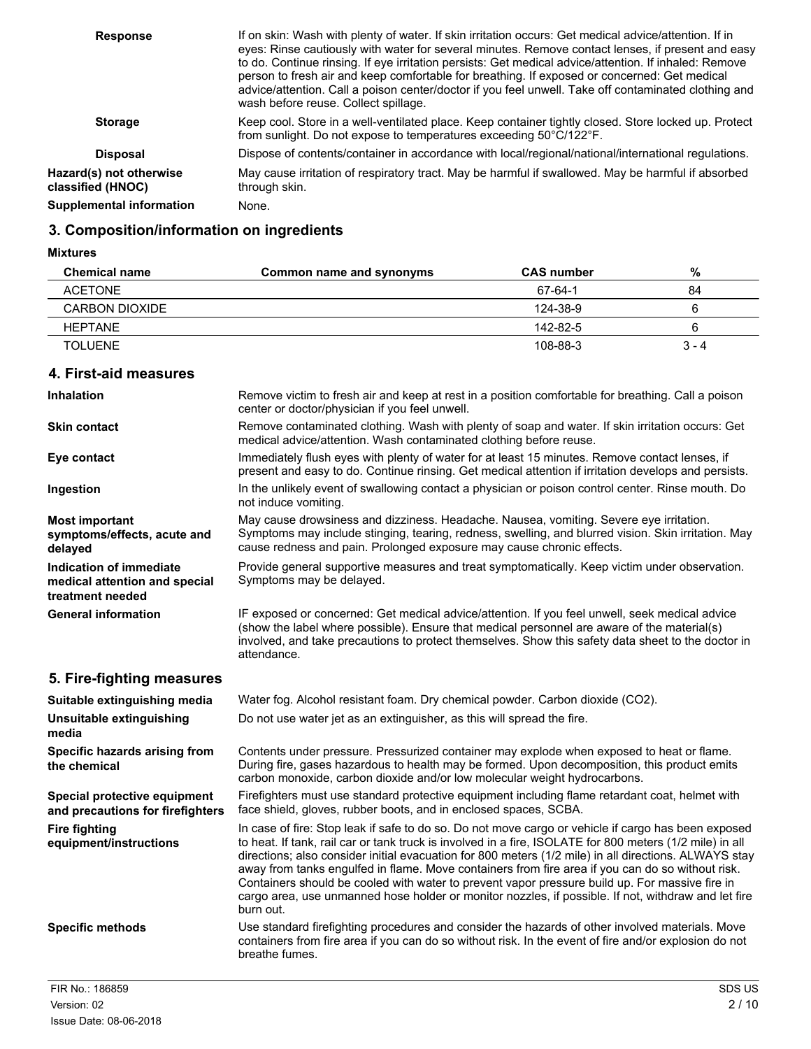| | |
|---|---|
| **Response** | If on skin: Wash with plenty of water. If skin irritation occurs: Get medical advice/attention. If in eyes: Rinse cautiously with water for several minutes. Remove contact lenses, if present and easy to do. Continue rinsing. If eye irritation persists: Get medical advice/attention. If inhaled: Remove person to fresh air and keep comfortable for breathing. If exposed or concerned: Get medical advice/attention. Call a poison center/doctor if you feel unwell. Take off contaminated clothing and wash before reuse. Collect spillage. |
| **Storage** | Keep cool. Store in a well-ventilated place. Keep container tightly closed. Store locked up. Protect from sunlight. Do not expose to temperatures exceeding 50°C/122°F. |
| **Disposal** | Dispose of contents/container in accordance with local/regional/national/international regulations. |
| **Hazard(s) not otherwise classified (HNOC)** | May cause irritation of respiratory tract. May be harmful if swallowed. May be harmful if absorbed through skin. |
| **Supplemental information** | None. |

## 3. Composition/information on ingredients

**Mixtures**

| Chemical name | Common name and synonyms | CAS number | % |
|---|---|---|---|
| ACETONE | | 67-64-1 | 84 |
| CARBON DIOXIDE | | 124-38-9 | 6 |
| HEPTANE | | 142-82-5 | 6 |
| TOLUENE | | 108-88-3 | 3 - 4 |

## 4. First-aid measures

| | |
|---|---|
| **Inhalation** | Remove victim to fresh air and keep at rest in a position comfortable for breathing. Call a poison center or doctor/physician if you feel unwell. |
| **Skin contact** | Remove contaminated clothing. Wash with plenty of soap and water. If skin irritation occurs: Get medical advice/attention. Wash contaminated clothing before reuse. |
| **Eye contact** | Immediately flush eyes with plenty of water for at least 15 minutes. Remove contact lenses, if present and easy to do. Continue rinsing. Get medical attention if irritation develops and persists. |
| **Ingestion** | In the unlikely event of swallowing contact a physician or poison control center. Rinse mouth. Do not induce vomiting. |
| **Most important symptoms/effects, acute and delayed** | May cause drowsiness and dizziness. Headache. Nausea, vomiting. Severe eye irritation. Symptoms may include stinging, tearing, redness, swelling, and blurred vision. Skin irritation. May cause redness and pain. Prolonged exposure may cause chronic effects. |
| **Indication of immediate medical attention and special treatment needed** | Provide general supportive measures and treat symptomatically. Keep victim under observation. Symptoms may be delayed. |
| **General information** | IF exposed or concerned: Get medical advice/attention. If you feel unwell, seek medical advice (show the label where possible). Ensure that medical personnel are aware of the material(s) involved, and take precautions to protect themselves. Show this safety data sheet to the doctor in attendance. |

## 5. Fire-fighting measures

| | |
|---|---|
| **Suitable extinguishing media** | Water fog. Alcohol resistant foam. Dry chemical powder. Carbon dioxide ($CO_2$). |
| **Unsuitable extinguishing media** | Do not use water jet as an extinguisher, as this will spread the fire. |
| **Specific hazards arising from the chemical** | Contents under pressure. Pressurized container may explode when exposed to heat or flame. During fire, gases hazardous to health may be formed. Upon decomposition, this product emits carbon monoxide, carbon dioxide and/or low molecular weight hydrocarbons. |
| **Special protective equipment and precautions for firefighters** | Firefighters must use standard protective equipment including flame retardant coat, helmet with face shield, gloves, rubber boots, and in enclosed spaces, SCBA. |
| **Fire fighting equipment/instructions** | In case of fire: Stop leak if safe to do so. Do not move cargo or vehicle if cargo has been exposed to heat. If tank, rail car or tank truck is involved in a fire, ISOLATE for 800 meters (1/2 mile) in all directions; also consider initial evacuation for 800 meters (1/2 mile) in all directions. ALWAYS stay away from tanks engulfed in flame. Move containers from fire area if you can do so without risk. Containers should be cooled with water to prevent vapor pressure build up. For massive fire in cargo area, use unmanned hose holder or monitor nozzles, if possible. If not, withdraw and let fire burn out. |
| **Specific methods** | Use standard firefighting procedures and consider the hazards of other involved materials. Move containers from fire area if you can do so without risk. In the event of fire and/or explosion do not breathe fumes. |

FIR No.: 186859
Version: 02
Issue Date: 08-06-2018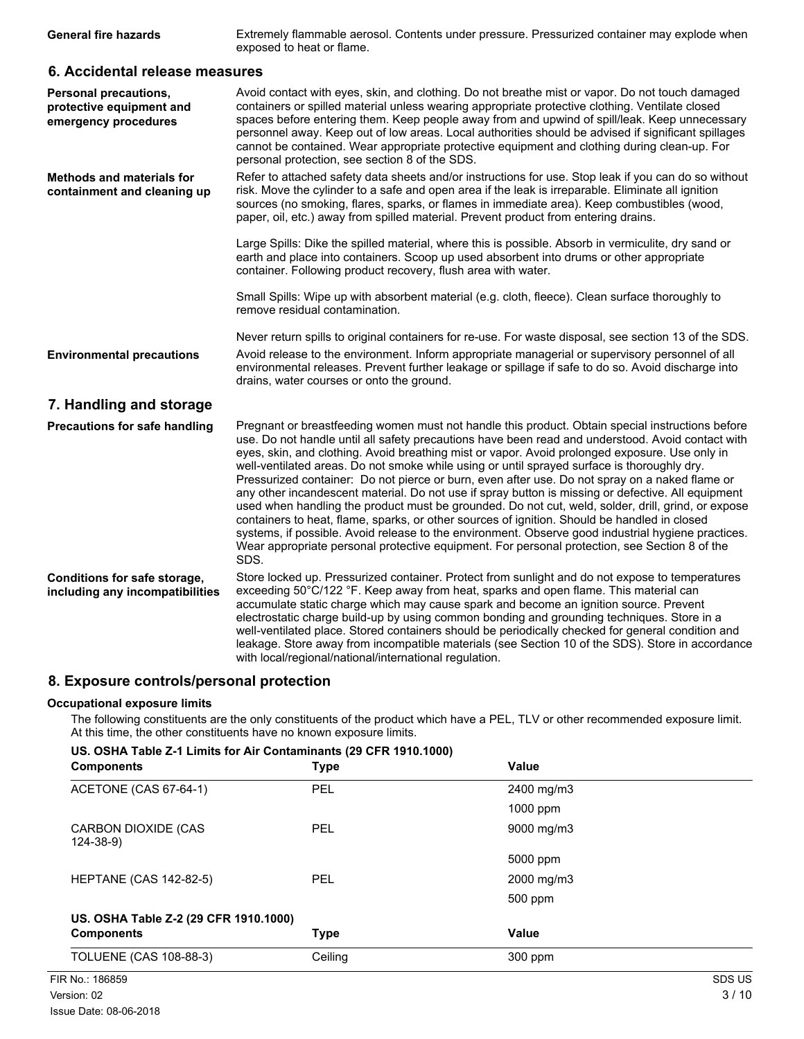**General fire hazards** Extremely flammable aerosol. Contents under pressure. Pressurized container may explode when exposed to heat or flame.

## 6. Accidental release measures

**Personal precautions, protective equipment and emergency procedures**

Avoid contact with eyes, skin, and clothing. Do not breathe mist or vapor. Do not touch damaged containers or spilled material unless wearing appropriate protective clothing. Ventilate closed spaces before entering them. Keep people away from and upwind of spill/leak. Keep unnecessary personnel away. Keep out of low areas. Local authorities should be advised if significant spillages cannot be contained. Wear appropriate protective equipment and clothing during clean-up. For personal protection, see section 8 of the SDS.

**Methods and materials for containment and cleaning up**

Refer to attached safety data sheets and/or instructions for use. Stop leak if you can do so without risk. Move the cylinder to a safe and open area if the leak is irreparable. Eliminate all ignition sources (no smoking, flares, sparks, or flames in immediate area). Keep combustibles (wood, paper, oil, etc.) away from spilled material. Prevent product from entering drains.

Large Spills: Dike the spilled material, where this is possible. Absorb in vermiculite, dry sand or earth and place into containers. Scoop up used absorbent into drums or other appropriate container. Following product recovery, flush area with water.

Small Spills: Wipe up with absorbent material (e.g. cloth, fleece). Clean surface thoroughly to remove residual contamination.

Never return spills to original containers for re-use. For waste disposal, see section 13 of the SDS.

**Environmental precautions**

Avoid release to the environment. Inform appropriate managerial or supervisory personnel of all environmental releases. Prevent further leakage or spillage if safe to do so. Avoid discharge into drains, water courses or onto the ground.

## 7. Handling and storage

**Precautions for safe handling**

Pregnant or breastfeeding women must not handle this product. Obtain special instructions before use. Do not handle until all safety precautions have been read and understood. Avoid contact with eyes, skin, and clothing. Avoid breathing mist or vapor. Avoid prolonged exposure. Use only in well-ventilated areas. Do not smoke while using or until sprayed surface is thoroughly dry. Pressurized container: Do not pierce or burn, even after use. Do not spray on a naked flame or any other incandescent material. Do not use if spray button is missing or defective. All equipment used when handling the product must be grounded. Do not cut, weld, solder, drill, grind, or expose containers to heat, flame, sparks, or other sources of ignition. Should be handled in closed systems, if possible. Avoid release to the environment. Observe good industrial hygiene practices. Wear appropriate personal protective equipment. For personal protection, see Section 8 of the SDS.

**Conditions for safe storage, including any incompatibilities**

Store locked up. Pressurized container. Protect from sunlight and do not expose to temperatures exceeding 50°C/122 °F. Keep away from heat, sparks and open flame. This material can accumulate static charge which may cause spark and become an ignition source. Prevent electrostatic charge build-up by using common bonding and grounding techniques. Store in a well-ventilated place. Stored containers should be periodically checked for general condition and leakage. Store away from incompatible materials (see Section 10 of the SDS). Store in accordance with local/regional/national/international regulation.

## 8. Exposure controls/personal protection

### Occupational exposure limits

The following constituents are the only constituents of the product which have a PEL, TLV or other recommended exposure limit. At this time, the other constituents have no known exposure limits.

**US. OSHA Table Z-1 Limits for Air Contaminants (29 CFR 1910.1000)**

| Components | Type | Value |
|---|---|---|
| ACETONE (CAS 67-64-1) | PEL | 2400 mg/m3 |
| | | 1000 ppm |
| CARBON DIOXIDE (CAS 124-38-9) | PEL | 9000 mg/m3 |
| | | 5000 ppm |
| HEPTANE (CAS 142-82-5) | PEL | 2000 mg/m3 |
| | | 500 ppm |

**US. OSHA Table Z-2 (29 CFR 1910.1000)**

| Components | Type | Value |
|---|---|---|
| TOLUENE (CAS 108-88-3) | Ceiling | 300 ppm |

FIR No.: 186859
Version: 02
Issue Date: 08-06-2018
SDS US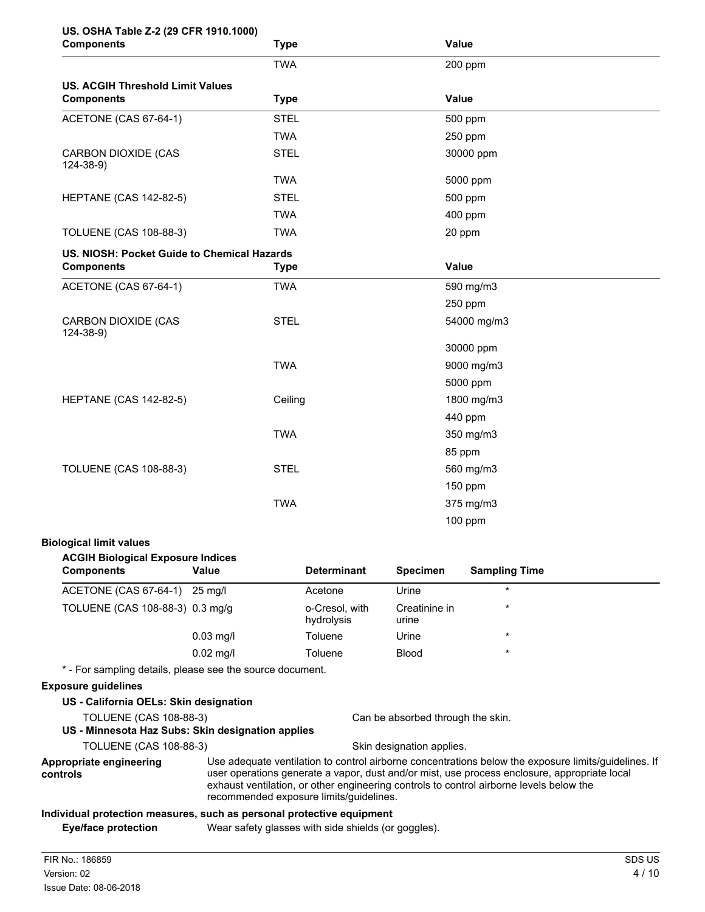**US. OSHA Table Z-2 (29 CFR 1910.1000)**

| Components | Type | Value |
|---|---|---|
| | TWA | 200 ppm |

**US. ACGIH Threshold Limit Values**

| Components | Type | Value |
|---|---|---|
| ACETONE (CAS 67-64-1) | STEL | 500 ppm |
| | TWA | 250 ppm |
| CARBON DIOXIDE (CAS 124-38-9) | STEL | 30000 ppm |
| | TWA | 5000 ppm |
| HEPTANE (CAS 142-82-5) | STEL | 500 ppm |
| | TWA | 400 ppm |
| TOLUENE (CAS 108-88-3) | TWA | 20 ppm |

**US. NIOSH: Pocket Guide to Chemical Hazards**

| Components | Type | Value |
|---|---|---|
| ACETONE (CAS 67-64-1) | TWA | 590 mg/m3 |
| | | 250 ppm |
| CARBON DIOXIDE (CAS 124-38-9) | STEL | 54000 mg/m3 |
| | | 30000 ppm |
| | TWA | 9000 mg/m3 |
| | | 5000 ppm |
| HEPTANE (CAS 142-82-5) | Ceiling | 1800 mg/m3 |
| | | 440 ppm |
| | TWA | 350 mg/m3 |
| | | 85 ppm |
| TOLUENE (CAS 108-88-3) | STEL | 560 mg/m3 |
| | | 150 ppm |
| | TWA | 375 mg/m3 |
| | | 100 ppm |

**Biological limit values**

**ACGIH Biological Exposure Indices**

| Components | Value | Determinant | Specimen | Sampling Time |
|---|---|---|---|---|
| ACETONE (CAS 67-64-1) | 25 mg/l | Acetone | Urine | * |
| TOLUENE (CAS 108-88-3) | 0.3 mg/g | o-Cresol, with hydrolysis | Creatinine in urine | * |
| | 0.03 mg/l | Toluene | Urine | * |
| | 0.02 mg/l | Toluene | Blood | * |

* - For sampling details, please see the source document.

**Exposure guidelines**

**US - California OELs: Skin designation**

TOLUENE (CAS 108-88-3) Can be absorbed through the skin.

**US - Minnesota Haz Subs: Skin designation applies**

TOLUENE (CAS 108-88-3) Skin designation applies.

**Appropriate engineering controls** Use adequate ventilation to control airborne concentrations below the exposure limits/guidelines. If user operations generate a vapor, dust and/or mist, use process enclosure, appropriate local exhaust ventilation, or other engineering controls to control airborne levels below the recommended exposure limits/guidelines.

**Individual protection measures, such as personal protective equipment**

**Eye/face protection** Wear safety glasses with side shields (or goggles).

FIR No.: 186859
Version: 02
Issue Date: 08-06-2018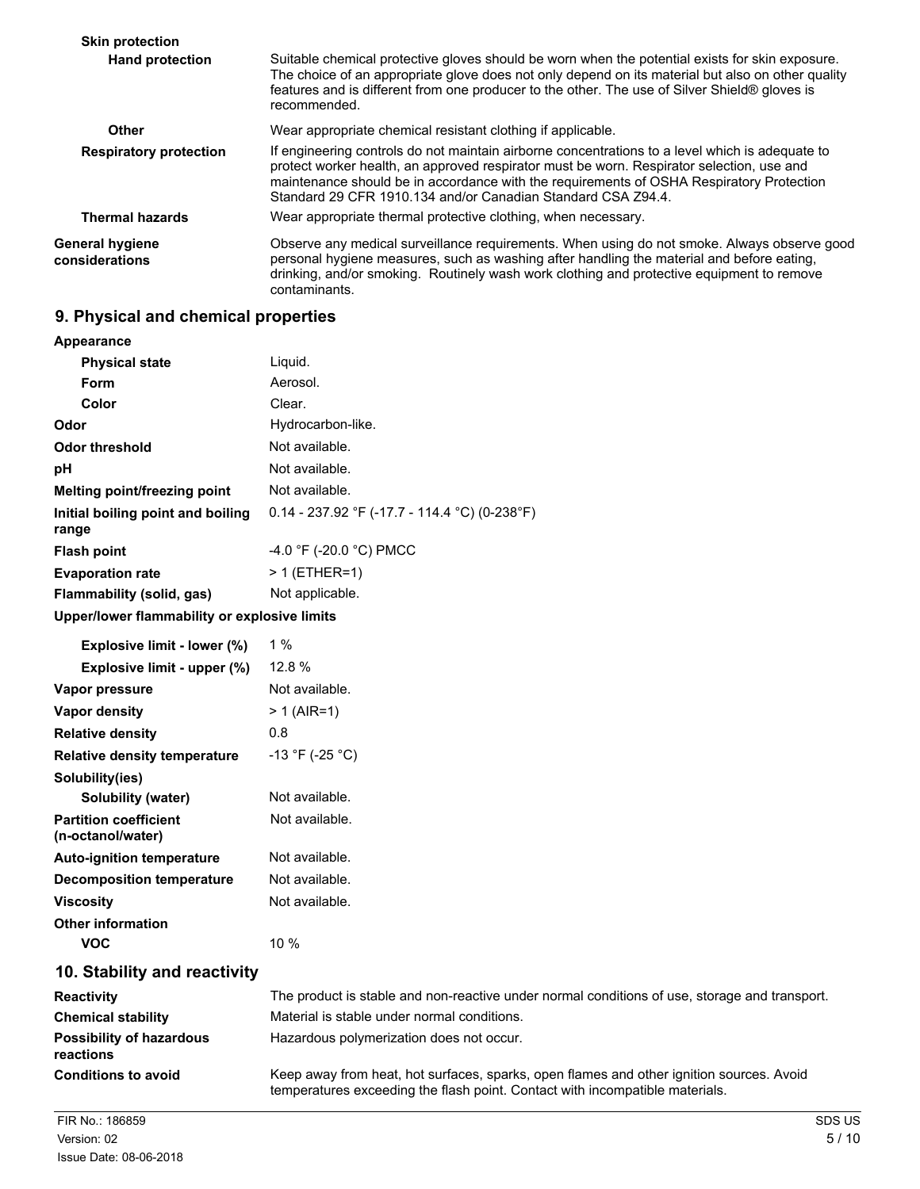**Skin protection**

| | |
|---|---|
| **Hand protection** | Suitable chemical protective gloves should be worn when the potential exists for skin exposure. The choice of an appropriate glove does not only depend on its material but also on other quality features and is different from one producer to the other. The use of Silver Shield® gloves is recommended. |
| **Other** | Wear appropriate chemical resistant clothing if applicable. |
| **Respiratory protection** | If engineering controls do not maintain airborne concentrations to a level which is adequate to protect worker health, an approved respirator must be worn. Respirator selection, use and maintenance should be in accordance with the requirements of OSHA Respiratory Protection Standard 29 CFR 1910.134 and/or Canadian Standard CSA Z94.4. |
| **Thermal hazards** | Wear appropriate thermal protective clothing, when necessary. |
| **General hygiene considerations** | Observe any medical surveillance requirements. When using do not smoke. Always observe good personal hygiene measures, such as washing after handling the material and before eating, drinking, and/or smoking. Routinely wash work clothing and protective equipment to remove contaminants. |

## 9. Physical and chemical properties

**Appearance**

| | |
|---|---|
| **Physical state** | Liquid. |
| **Form** | Aerosol. |
| **Color** | Clear. |
| **Odor** | Hydrocarbon-like. |
| **Odor threshold** | Not available. |
| **pH** | Not available. |
| **Melting point/freezing point** | Not available. |
| **Initial boiling point and boiling range** | 0.14 - 237.92 °F (-17.7 - 114.4 °C) (0-238°F) |
| **Flash point** | -4.0 °F (-20.0 °C) PMCC |
| **Evaporation rate** | > 1 (ETHER=1) |
| **Flammability (solid, gas)** | Not applicable. |

**Upper/lower flammability or explosive limits**

| | |
|---|---|
| **Explosive limit - lower (%)** | 1 % |
| **Explosive limit - upper (%)** | 12.8 % |
| **Vapor pressure** | Not available. |
| **Vapor density** | > 1 (AIR=1) |
| **Relative density** | 0.8 |
| **Relative density temperature** | -13 °F (-25 °C) |
| **Solubility(ies)** | |
| **Solubility (water)** | Not available. |
| **Partition coefficient (n-octanol/water)** | Not available. |
| **Auto-ignition temperature** | Not available. |
| **Decomposition temperature** | Not available. |
| **Viscosity** | Not available. |
| **Other information** | |
| **VOC** | 10 % |

## 10. Stability and reactivity

| | |
|---|---|
| **Reactivity** | The product is stable and non-reactive under normal conditions of use, storage and transport. |
| **Chemical stability** | Material is stable under normal conditions. |
| **Possibility of hazardous reactions** | Hazardous polymerization does not occur. |
| **Conditions to avoid** | Keep away from heat, hot surfaces, sparks, open flames and other ignition sources. Avoid temperatures exceeding the flash point. Contact with incompatible materials. |

FIR No.: 186859
Version: 02
Issue Date: 08-06-2018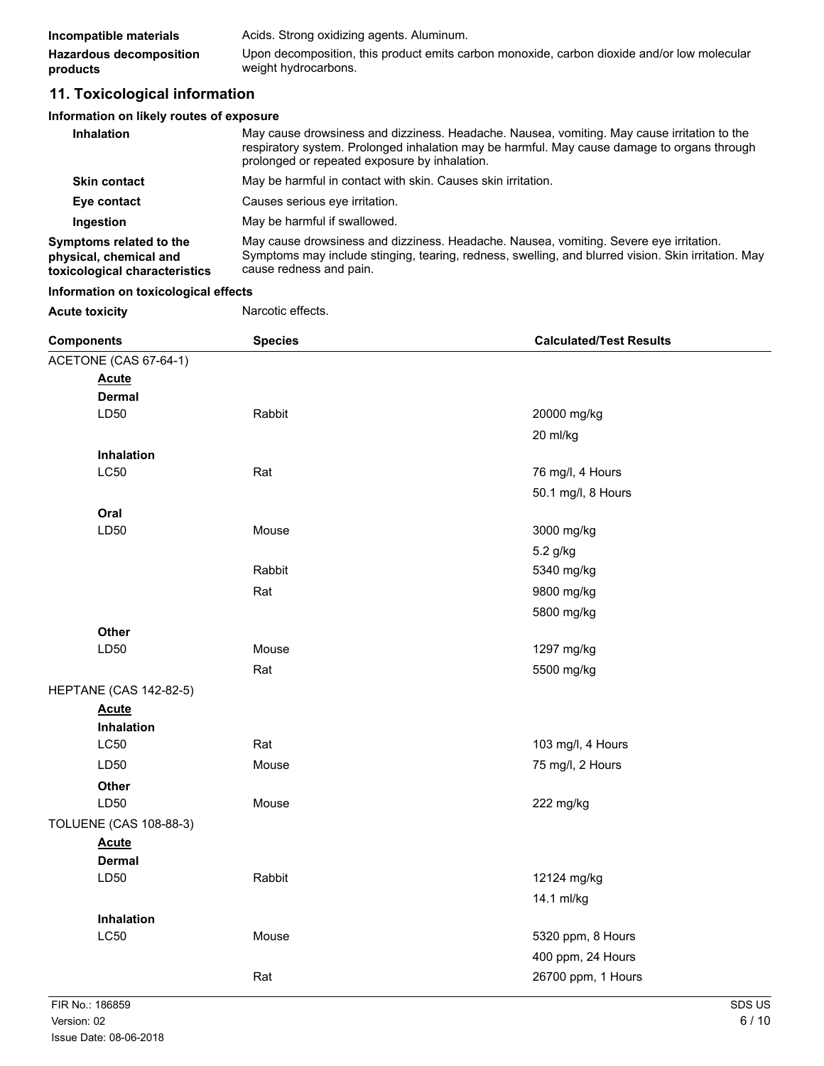| | |
|---|---|
| **Incompatible materials** | Acids. Strong oxidizing agents. Aluminum. |
| **Hazardous decomposition products** | Upon decomposition, this product emits carbon monoxide, carbon dioxide and/or low molecular weight hydrocarbons. |

## 11. Toxicological information

### Information on likely routes of exposure

| | |
|---|---|
| **Inhalation** | May cause drowsiness and dizziness. Headache. Nausea, vomiting. May cause irritation to the respiratory system. Prolonged inhalation may be harmful. May cause damage to organs through prolonged or repeated exposure by inhalation. |
| **Skin contact** | May be harmful in contact with skin. Causes skin irritation. |
| **Eye contact** | Causes serious eye irritation. |
| **Ingestion** | May be harmful if swallowed. |
| **Symptoms related to the physical, chemical and toxicological characteristics** | May cause drowsiness and dizziness. Headache. Nausea, vomiting. Severe eye irritation. Symptoms may include stinging, tearing, redness, swelling, and blurred vision. Skin irritation. May cause redness and pain. |

### Information on toxicological effects

**Acute toxicity** Narcotic effects.

| Components | Species | Calculated/Test Results |
|---|---|---|
| ACETONE (CAS 67-64-1) | | |
| **Acute** | | |
| **Dermal** | | |
| LD50 | Rabbit | 20000 mg/kg |
| | | 20 ml/kg |
| **Inhalation** | | |
| LC50 | Rat | 76 mg/l, 4 Hours |
| | | 50.1 mg/l, 8 Hours |
| **Oral** | | |
| LD50 | Mouse | 3000 mg/kg |
| | | 5.2 g/kg |
| | Rabbit | 5340 mg/kg |
| | Rat | 9800 mg/kg |
| | | 5800 mg/kg |
| **Other** | | |
| LD50 | Mouse | 1297 mg/kg |
| | Rat | 5500 mg/kg |
| HEPTANE (CAS 142-82-5) | | |
| **Acute** | | |
| **Inhalation** | | |
| LC50 | Rat | 103 mg/l, 4 Hours |
| LD50 | Mouse | 75 mg/l, 2 Hours |
| **Other** | | |
| LD50 | Mouse | 222 mg/kg |
| TOLUENE (CAS 108-88-3) | | |
| **Acute** | | |
| **Dermal** | | |
| LD50 | Rabbit | 12124 mg/kg |
| | | 14.1 ml/kg |
| **Inhalation** | | |
| LC50 | Mouse | 5320 ppm, 8 Hours |
| | | 400 ppm, 24 Hours |
| | Rat | 26700 ppm, 1 Hours |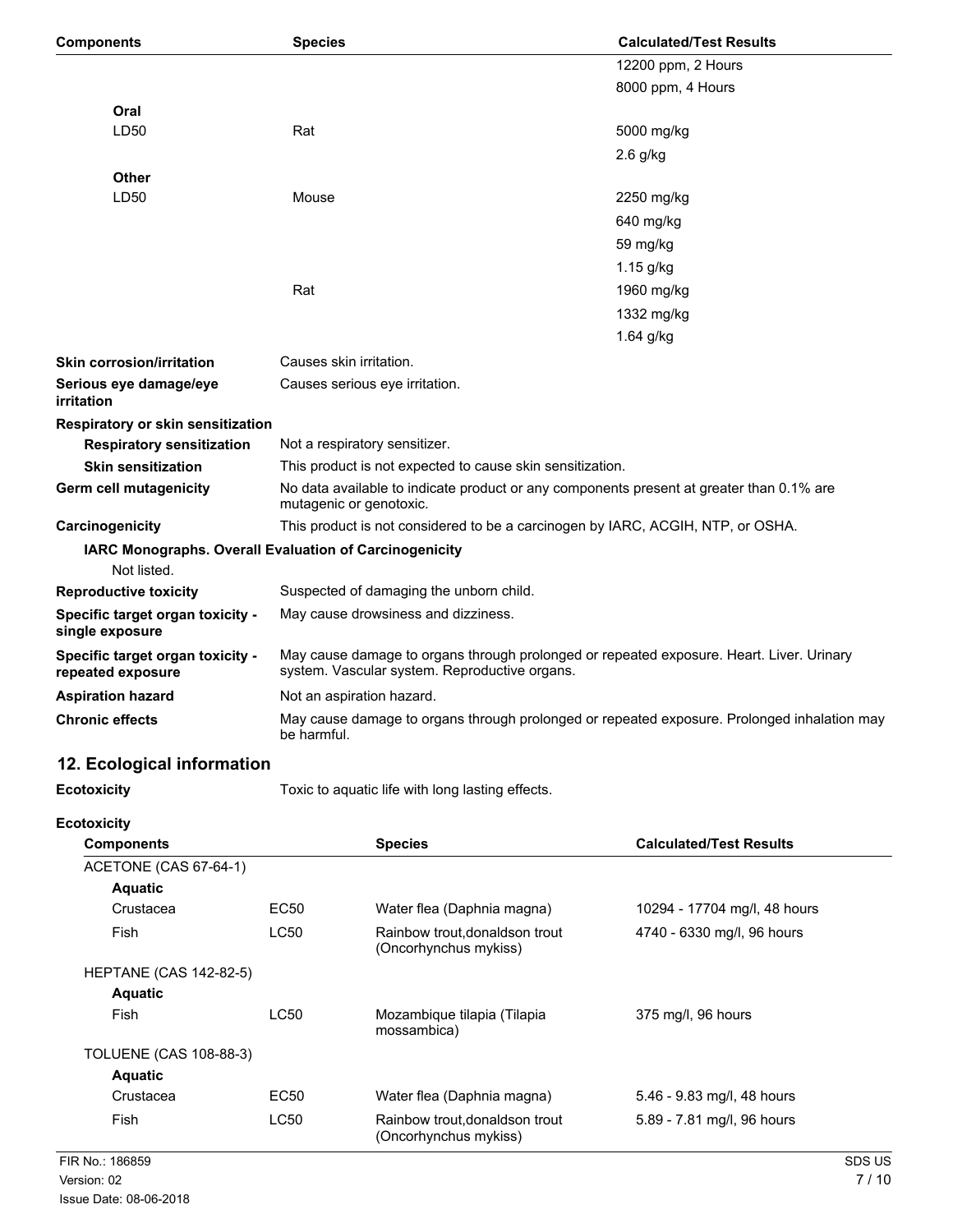| Components | Species | Calculated/Test Results |
|---|---|---|
| | | 12200 ppm, 2 Hours |
| | | 8000 ppm, 4 Hours |
| **Oral** | | |
| LD50 | Rat | 5000 mg/kg |
| | | 2.6 g/kg |
| **Other** | | |
| LD50 | Mouse | 2250 mg/kg |
| | | 640 mg/kg |
| | | 59 mg/kg |
| | | 1.15 g/kg |
| | Rat | 1960 mg/kg |
| | | 1332 mg/kg |
| | | 1.64 g/kg |

**Skin corrosion/irritation** Causes skin irritation.

**Serious eye damage/eye irritation** Causes serious eye irritation.

**Respiratory or skin sensitization**

**Respiratory sensitization** Not a respiratory sensitizer.

**Skin sensitization** This product is not expected to cause skin sensitization.

**Germ cell mutagenicity** No data available to indicate product or any components present at greater than 0.1% are mutagenic or genotoxic.

**Carcinogenicity** This product is not considered to be a carcinogen by IARC, ACGIH, NTP, or OSHA.

**IARC Monographs. Overall Evaluation of Carcinogenicity**

Not listed.

**Reproductive toxicity** Suspected of damaging the unborn child.

**Specific target organ toxicity - single exposure** May cause drowsiness and dizziness.

**Specific target organ toxicity - repeated exposure** May cause damage to organs through prolonged or repeated exposure. Heart. Liver. Urinary system. Vascular system. Reproductive organs.

**Aspiration hazard** Not an aspiration hazard.

**Chronic effects** May cause damage to organs through prolonged or repeated exposure. Prolonged inhalation may be harmful.

## 12. Ecological information

**Ecotoxicity** Toxic to aquatic life with long lasting effects.

**Ecotoxicity**

| Components | | Species | Calculated/Test Results |
|---|---|---|---|
| ACETONE (CAS 67-64-1) | | | |
| **Aquatic** | | | |
| Crustacea | EC50 | Water flea (Daphnia magna) | 10294 - 17704 mg/l, 48 hours |
| Fish | LC50 | Rainbow trout,donaldson trout (Oncorhynchus mykiss) | 4740 - 6330 mg/l, 96 hours |
| HEPTANE (CAS 142-82-5) | | | |
| **Aquatic** | | | |
| Fish | LC50 | Mozambique tilapia (Tilapia mossambica) | 375 mg/l, 96 hours |
| TOLUENE (CAS 108-88-3) | | | |
| **Aquatic** | | | |
| Crustacea | EC50 | Water flea (Daphnia magna) | 5.46 - 9.83 mg/l, 48 hours |
| Fish | LC50 | Rainbow trout,donaldson trout (Oncorhynchus mykiss) | 5.89 - 7.81 mg/l, 96 hours |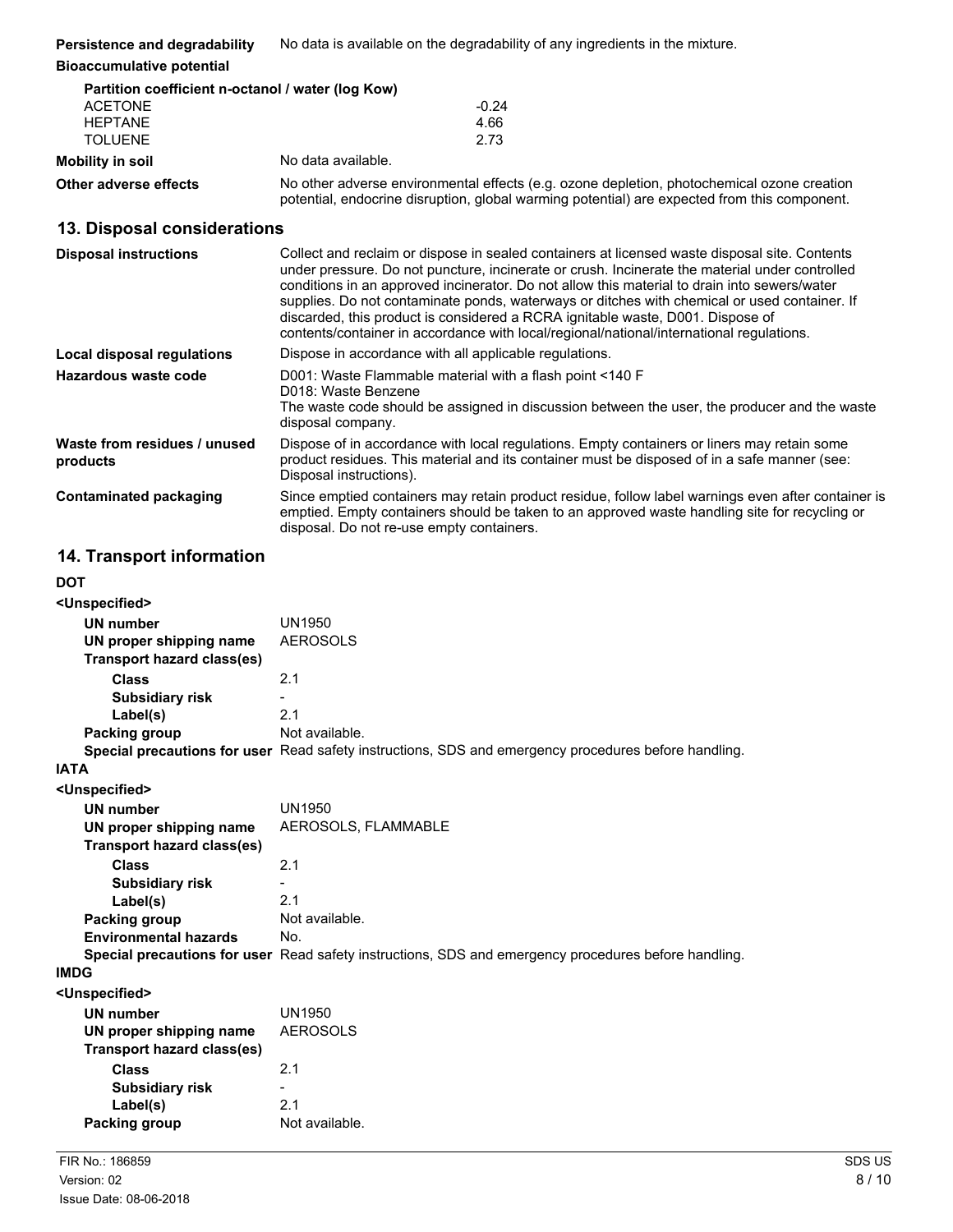**Persistence and degradability** No data is available on the degradability of any ingredients in the mixture.

**Bioaccumulative potential**

**Partition coefficient n-octanol / water (log Kow)**

| | |
|---|---|
| ACETONE | -0.24 |
| HEPTANE | 4.66 |
| TOLUENE | 2.73 |

**Mobility in soil** No data available.

**Other adverse effects** No other adverse environmental effects (e.g. ozone depletion, photochemical ozone creation potential, endocrine disruption, global warming potential) are expected from this component.

## 13. Disposal considerations

**Disposal instructions** Collect and reclaim or dispose in sealed containers at licensed waste disposal site. Contents under pressure. Do not puncture, incinerate or crush. Incinerate the material under controlled conditions in an approved incinerator. Do not allow this material to drain into sewers/water supplies. Do not contaminate ponds, waterways or ditches with chemical or used container. If discarded, this product is considered a RCRA ignitable waste, D001. Dispose of contents/container in accordance with local/regional/national/international regulations.

**Local disposal regulations** Dispose in accordance with all applicable regulations.

**Hazardous waste code** D001: Waste Flammable material with a flash point <140 F
D018: Waste Benzene
The waste code should be assigned in discussion between the user, the producer and the waste disposal company.

**Waste from residues / unused products** Dispose of in accordance with local regulations. Empty containers or liners may retain some product residues. This material and its container must be disposed of in a safe manner (see: Disposal instructions).

**Contaminated packaging** Since emptied containers may retain product residue, follow label warnings even after container is emptied. Empty containers should be taken to an approved waste handling site for recycling or disposal. Do not re-use empty containers.

## 14. Transport information

**DOT**

**<Unspecified>**

**UN number** UN1950
**UN proper shipping name** AEROSOLS
**Transport hazard class(es)**
**Class** 2.1
**Subsidiary risk** -
**Label(s)** 2.1
**Packing group** Not available.
**Special precautions for user** Read safety instructions, SDS and emergency procedures before handling.

**IATA**

**<Unspecified>**

**UN number** UN1950
**UN proper shipping name** AEROSOLS, FLAMMABLE
**Transport hazard class(es)**
**Class** 2.1
**Subsidiary risk** -
**Label(s)** 2.1
**Packing group** Not available.
**Environmental hazards** No.
**Special precautions for user** Read safety instructions, SDS and emergency procedures before handling.

**IMDG**

**<Unspecified>**

**UN number** UN1950
**UN proper shipping name** AEROSOLS
**Transport hazard class(es)**
**Class** 2.1
**Subsidiary risk** -
**Label(s)** 2.1
**Packing group** Not available.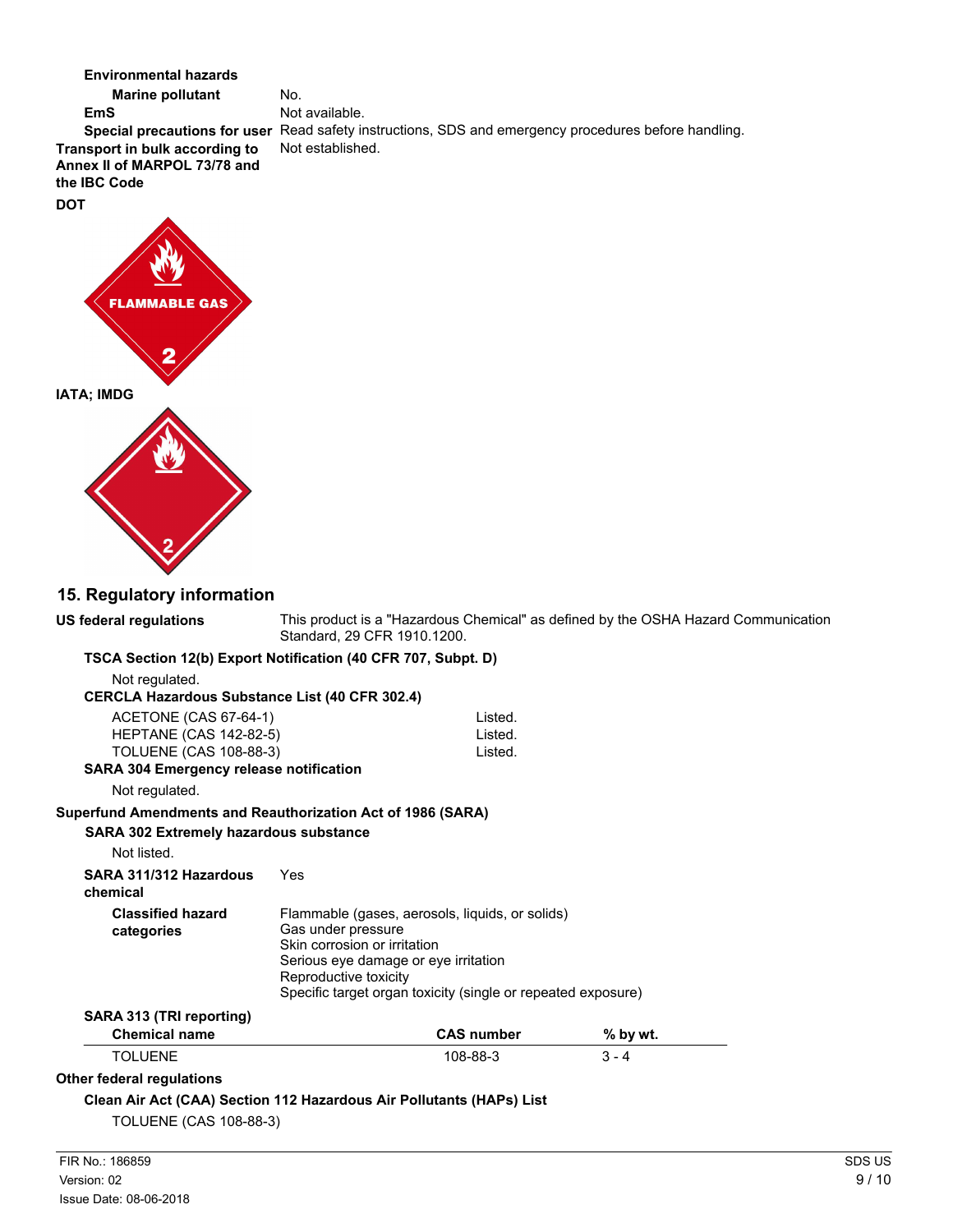**Environmental hazards**

**Marine pollutant** No.

**EmS** Not available.

**Special precautions for user** Read safety instructions, SDS and emergency procedures before handling.

**Transport in bulk according to Annex II of MARPOL 73/78 and the IBC Code** Not established.

**DOT**

FLAMMABLE GAS

2

**IATA; IMDG**

2

## 15. Regulatory information

**US federal regulations** This product is a "Hazardous Chemical" as defined by the OSHA Hazard Communication Standard, 29 CFR 1910.1200.

**TSCA Section 12(b) Export Notification (40 CFR 707, Subpt. D)**

Not regulated.

**CERCLA Hazardous Substance List (40 CFR 302.4)**

| | |
|---|---|
| ACETONE (CAS 67-64-1) | Listed. |
| HEPTANE (CAS 142-82-5) | Listed. |
| TOLUENE (CAS 108-88-3) | Listed. |

**SARA 304 Emergency release notification**

Not regulated.

**Superfund Amendments and Reauthorization Act of 1986 (SARA)**

**SARA 302 Extremely hazardous substance**

Not listed.

**SARA 311/312 Hazardous chemical** Yes

**Classified hazard categories**
Flammable (gases, aerosols, liquids, or solids)
Gas under pressure
Skin corrosion or irritation
Serious eye damage or eye irritation
Reproductive toxicity
Specific target organ toxicity (single or repeated exposure)

**SARA 313 (TRI reporting)**

| Chemical name | CAS number | % by wt. |
|---|---|---|
| TOLUENE | 108-88-3 | 3 - 4 |

**Other federal regulations**

**Clean Air Act (CAA) Section 112 Hazardous Air Pollutants (HAPs) List**

TOLUENE (CAS 108-88-3)

FIR No.: 186859
Version: 02
Issue Date: 08-06-2018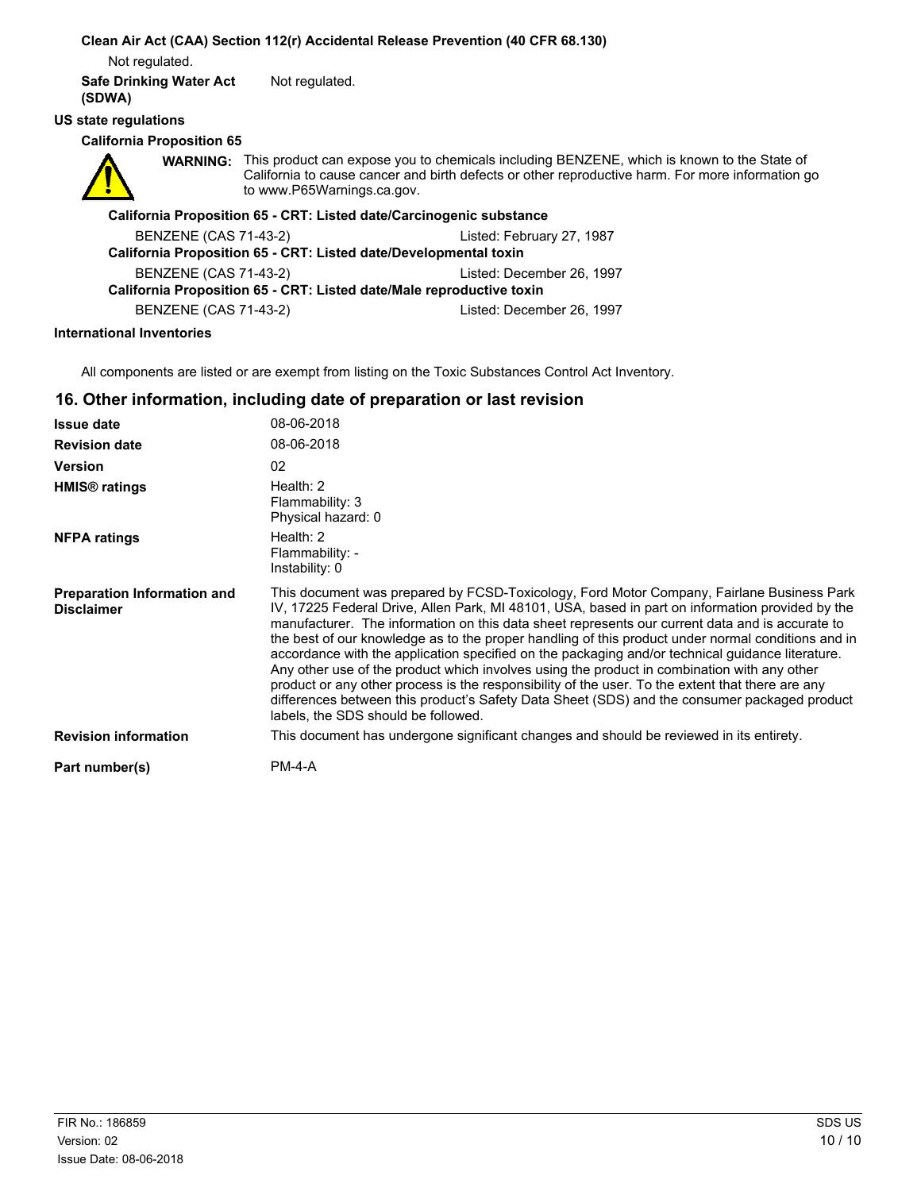**Clean Air Act (CAA) Section 112(r) Accidental Release Prevention (40 CFR 68.130)**

Not regulated.

**Safe Drinking Water Act (SDWA)** Not regulated.

**US state regulations**

**California Proposition 65**

**WARNING:** This product can expose you to chemicals including BENZENE, which is known to the State of California to cause cancer and birth defects or other reproductive harm. For more information go to www.P65Warnings.ca.gov.

**California Proposition 65 - CRT: Listed date/Carcinogenic substance**

| | |
|---|---|
| BENZENE (CAS 71-43-2) | Listed: February 27, 1987 |

**California Proposition 65 - CRT: Listed date/Developmental toxin**

| | |
|---|---|
| BENZENE (CAS 71-43-2) | Listed: December 26, 1997 |

**California Proposition 65 - CRT: Listed date/Male reproductive toxin**

| | |
|---|---|
| BENZENE (CAS 71-43-2) | Listed: December 26, 1997 |

**International Inventories**

All components are listed or are exempt from listing on the Toxic Substances Control Act Inventory.

## 16. Other information, including date of preparation or last revision

| | |
|---|---|
| **Issue date** | 08-06-2018 |
| **Revision date** | 08-06-2018 |
| **Version** | 02 |
| **HMIS® ratings** | Health: 2<br>Flammability: 3<br>Physical hazard: 0 |
| **NFPA ratings** | Health: 2<br>Flammability: -<br>Instability: 0 |
| **Preparation Information and Disclaimer** | This document was prepared by FCSD-Toxicology, Ford Motor Company, Fairlane Business Park IV, 17225 Federal Drive, Allen Park, MI 48101, USA, based in part on information provided by the manufacturer. The information on this data sheet represents our current data and is accurate to the best of our knowledge as to the proper handling of this product under normal conditions and in accordance with the application specified on the packaging and/or technical guidance literature. Any other use of the product which involves using the product in combination with any other product or any other process is the responsibility of the user. To the extent that there are any differences between this product's Safety Data Sheet (SDS) and the consumer packaged product labels, the SDS should be followed. |
| **Revision information** | This document has undergone significant changes and should be reviewed in its entirety. |
| **Part number(s)** | PM-4-A |